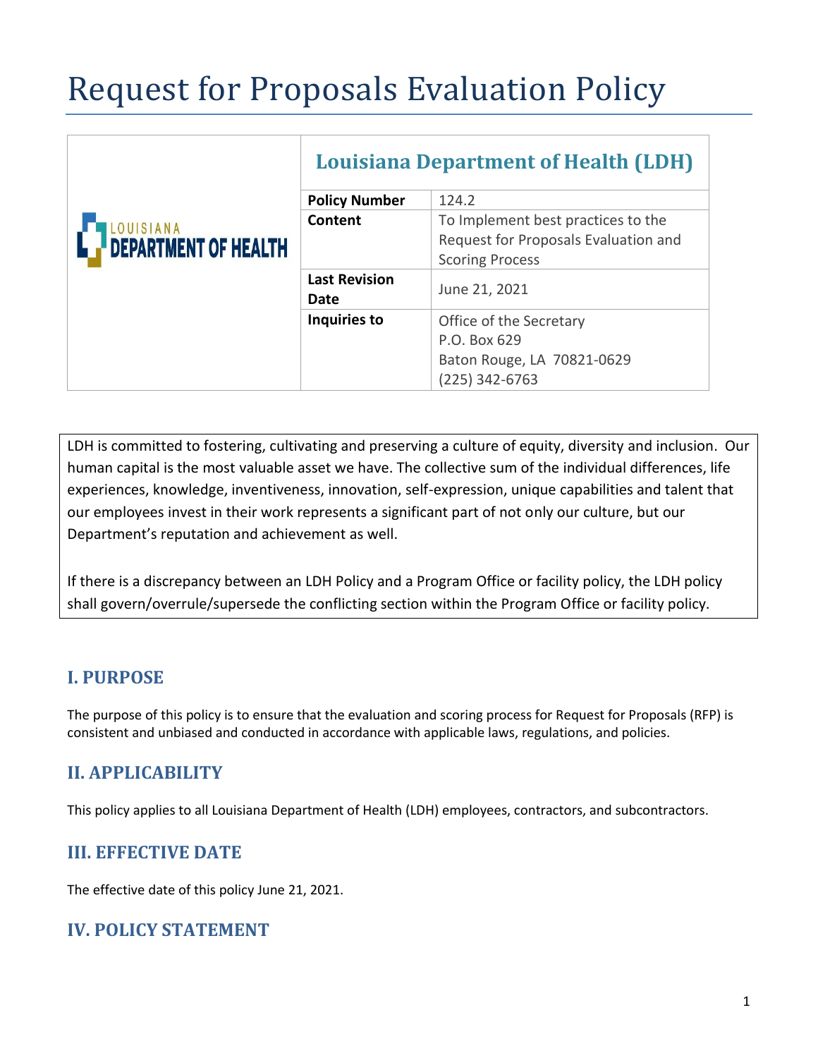# Request for Proposals Evaluation Policy

| LOUISIANA DEPARTMENT OF HEALTH | Louisiana Department of Health (LDH) | |
|---|---|---|
| | **Policy Number** | 124.2 |
| | **Content** | To Implement best practices to the Request for Proposals Evaluation and Scoring Process |
| | **Last Revision Date** | June 21, 2021 |
| | **Inquiries to** | Office of the Secretary<br>P.O. Box 629<br>Baton Rouge, LA 70821-0629<br>(225) 342-6763 |

LDH is committed to fostering, cultivating and preserving a culture of equity, diversity and inclusion. Our human capital is the most valuable asset we have. The collective sum of the individual differences, life experiences, knowledge, inventiveness, innovation, self-expression, unique capabilities and talent that our employees invest in their work represents a significant part of not only our culture, but our Department's reputation and achievement as well.

If there is a discrepancy between an LDH Policy and a Program Office or facility policy, the LDH policy shall govern/overrule/supersede the conflicting section within the Program Office or facility policy.

## I. PURPOSE

The purpose of this policy is to ensure that the evaluation and scoring process for Request for Proposals (RFP) is consistent and unbiased and conducted in accordance with applicable laws, regulations, and policies.

## II. APPLICABILITY

This policy applies to all Louisiana Department of Health (LDH) employees, contractors, and subcontractors.

## III. EFFECTIVE DATE

The effective date of this policy June 21, 2021.

## IV. POLICY STATEMENT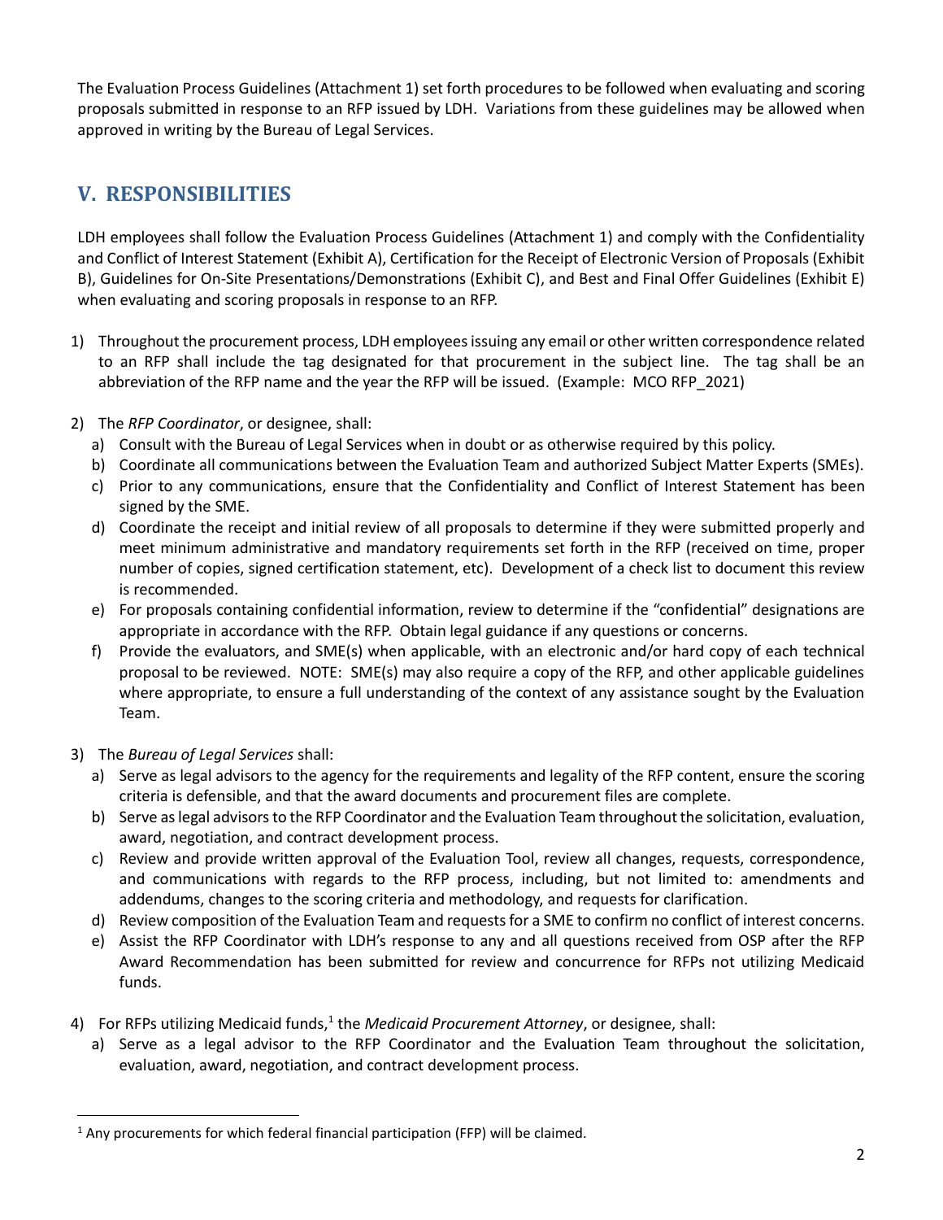The Evaluation Process Guidelines (Attachment 1) set forth procedures to be followed when evaluating and scoring proposals submitted in response to an RFP issued by LDH. Variations from these guidelines may be allowed when approved in writing by the Bureau of Legal Services.

## V. RESPONSIBILITIES

LDH employees shall follow the Evaluation Process Guidelines (Attachment 1) and comply with the Confidentiality and Conflict of Interest Statement (Exhibit A), Certification for the Receipt of Electronic Version of Proposals (Exhibit B), Guidelines for On-Site Presentations/Demonstrations (Exhibit C), and Best and Final Offer Guidelines (Exhibit E) when evaluating and scoring proposals in response to an RFP.

1) Throughout the procurement process, LDH employees issuing any email or other written correspondence related to an RFP shall include the tag designated for that procurement in the subject line. The tag shall be an abbreviation of the RFP name and the year the RFP will be issued. (Example: MCO RFP_2021)

2) The *RFP Coordinator*, or designee, shall:
   a) Consult with the Bureau of Legal Services when in doubt or as otherwise required by this policy.
   b) Coordinate all communications between the Evaluation Team and authorized Subject Matter Experts (SMEs).
   c) Prior to any communications, ensure that the Confidentiality and Conflict of Interest Statement has been signed by the SME.
   d) Coordinate the receipt and initial review of all proposals to determine if they were submitted properly and meet minimum administrative and mandatory requirements set forth in the RFP (received on time, proper number of copies, signed certification statement, etc). Development of a check list to document this review is recommended.
   e) For proposals containing confidential information, review to determine if the "confidential" designations are appropriate in accordance with the RFP. Obtain legal guidance if any questions or concerns.
   f) Provide the evaluators, and SME(s) when applicable, with an electronic and/or hard copy of each technical proposal to be reviewed. NOTE: SME(s) may also require a copy of the RFP, and other applicable guidelines where appropriate, to ensure a full understanding of the context of any assistance sought by the Evaluation Team.

3) The *Bureau of Legal Services* shall:
   a) Serve as legal advisors to the agency for the requirements and legality of the RFP content, ensure the scoring criteria is defensible, and that the award documents and procurement files are complete.
   b) Serve as legal advisors to the RFP Coordinator and the Evaluation Team throughout the solicitation, evaluation, award, negotiation, and contract development process.
   c) Review and provide written approval of the Evaluation Tool, review all changes, requests, correspondence, and communications with regards to the RFP process, including, but not limited to: amendments and addendums, changes to the scoring criteria and methodology, and requests for clarification.
   d) Review composition of the Evaluation Team and requests for a SME to confirm no conflict of interest concerns.
   e) Assist the RFP Coordinator with LDH's response to any and all questions received from OSP after the RFP Award Recommendation has been submitted for review and concurrence for RFPs not utilizing Medicaid funds.

4) For RFPs utilizing Medicaid funds,[1] the *Medicaid Procurement Attorney*, or designee, shall:
   a) Serve as a legal advisor to the RFP Coordinator and the Evaluation Team throughout the solicitation, evaluation, award, negotiation, and contract development process.

[1] Any procurements for which federal financial participation (FFP) will be claimed.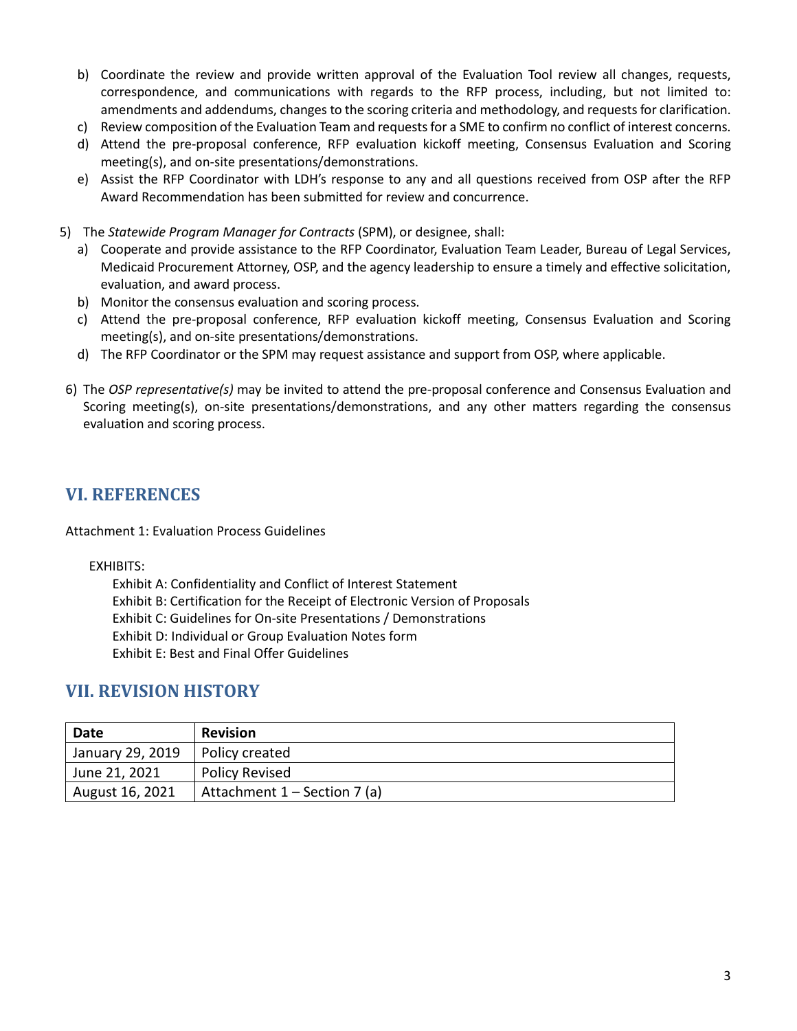b) Coordinate the review and provide written approval of the Evaluation Tool review all changes, requests, correspondence, and communications with regards to the RFP process, including, but not limited to: amendments and addendums, changes to the scoring criteria and methodology, and requests for clarification.
c) Review composition of the Evaluation Team and requests for a SME to confirm no conflict of interest concerns.
d) Attend the pre-proposal conference, RFP evaluation kickoff meeting, Consensus Evaluation and Scoring meeting(s), and on-site presentations/demonstrations.
e) Assist the RFP Coordinator with LDH's response to any and all questions received from OSP after the RFP Award Recommendation has been submitted for review and concurrence.

5) The *Statewide Program Manager for Contracts* (SPM), or designee, shall:
   a) Cooperate and provide assistance to the RFP Coordinator, Evaluation Team Leader, Bureau of Legal Services, Medicaid Procurement Attorney, OSP, and the agency leadership to ensure a timely and effective solicitation, evaluation, and award process.
   b) Monitor the consensus evaluation and scoring process.
   c) Attend the pre-proposal conference, RFP evaluation kickoff meeting, Consensus Evaluation and Scoring meeting(s), and on-site presentations/demonstrations.
   d) The RFP Coordinator or the SPM may request assistance and support from OSP, where applicable.

6) The *OSP representative(s)* may be invited to attend the pre-proposal conference and Consensus Evaluation and Scoring meeting(s), on-site presentations/demonstrations, and any other matters regarding the consensus evaluation and scoring process.

## VI. REFERENCES

Attachment 1: Evaluation Process Guidelines

EXHIBITS:

- Exhibit A: Confidentiality and Conflict of Interest Statement
- Exhibit B: Certification for the Receipt of Electronic Version of Proposals
- Exhibit C: Guidelines for On-site Presentations / Demonstrations
- Exhibit D: Individual or Group Evaluation Notes form
- Exhibit E: Best and Final Offer Guidelines

## VII. REVISION HISTORY

| Date | Revision |
|---|---|
| January 29, 2019 | Policy created |
| June 21, 2021 | Policy Revised |
| August 16, 2021 | Attachment 1 – Section 7 (a) |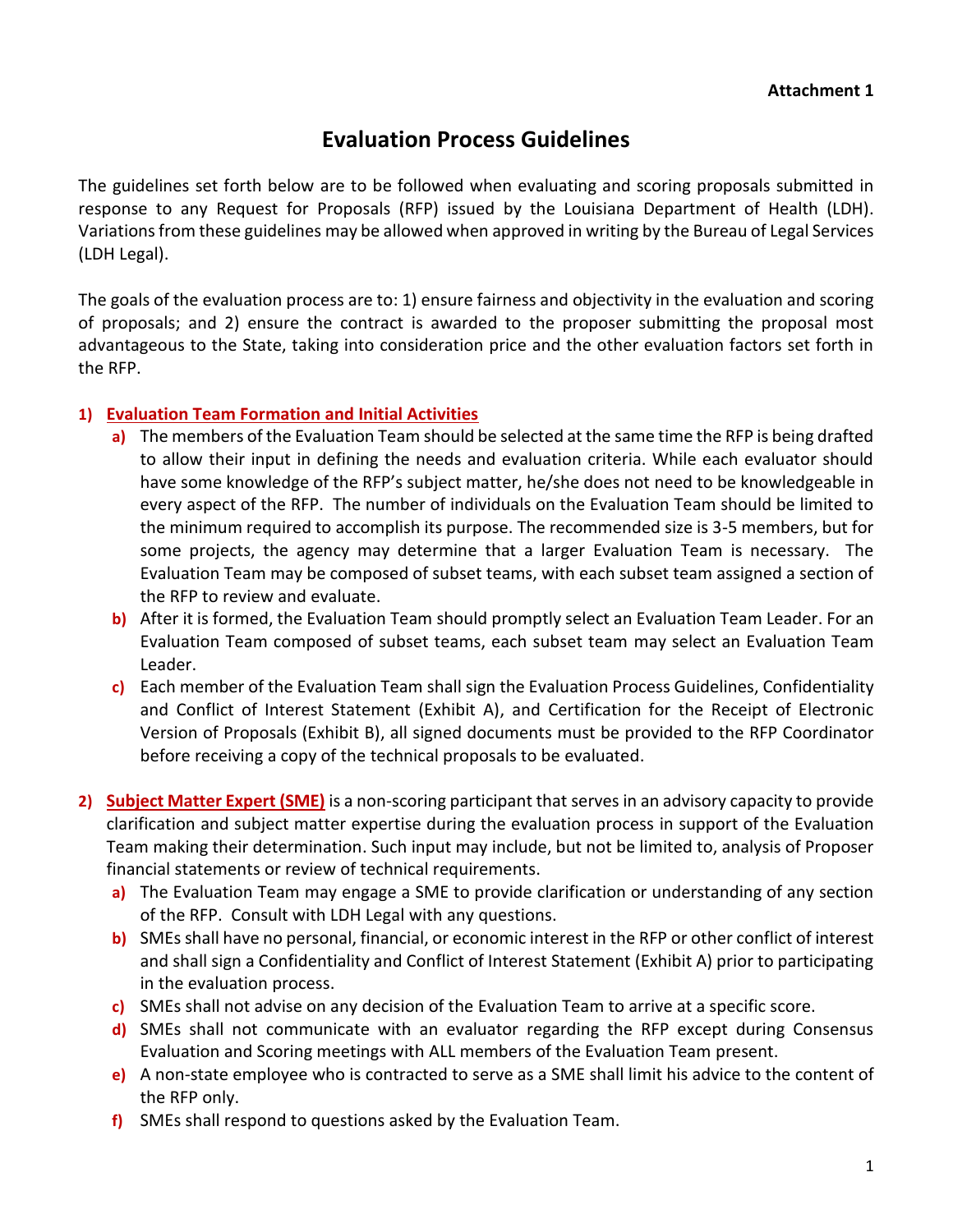**Attachment 1**

# Evaluation Process Guidelines

The guidelines set forth below are to be followed when evaluating and scoring proposals submitted in response to any Request for Proposals (RFP) issued by the Louisiana Department of Health (LDH). Variations from these guidelines may be allowed when approved in writing by the Bureau of Legal Services (LDH Legal).

The goals of the evaluation process are to: 1) ensure fairness and objectivity in the evaluation and scoring of proposals; and 2) ensure the contract is awarded to the proposer submitting the proposal most advantageous to the State, taking into consideration price and the other evaluation factors set forth in the RFP.

1) **Evaluation Team Formation and Initial Activities**
   a) The members of the Evaluation Team should be selected at the same time the RFP is being drafted to allow their input in defining the needs and evaluation criteria. While each evaluator should have some knowledge of the RFP's subject matter, he/she does not need to be knowledgeable in every aspect of the RFP. The number of individuals on the Evaluation Team should be limited to the minimum required to accomplish its purpose. The recommended size is 3-5 members, but for some projects, the agency may determine that a larger Evaluation Team is necessary. The Evaluation Team may be composed of subset teams, with each subset team assigned a section of the RFP to review and evaluate.
   b) After it is formed, the Evaluation Team should promptly select an Evaluation Team Leader. For an Evaluation Team composed of subset teams, each subset team may select an Evaluation Team Leader.
   c) Each member of the Evaluation Team shall sign the Evaluation Process Guidelines, Confidentiality and Conflict of Interest Statement (Exhibit A), and Certification for the Receipt of Electronic Version of Proposals (Exhibit B), all signed documents must be provided to the RFP Coordinator before receiving a copy of the technical proposals to be evaluated.

2) **Subject Matter Expert (SME)** is a non-scoring participant that serves in an advisory capacity to provide clarification and subject matter expertise during the evaluation process in support of the Evaluation Team making their determination. Such input may include, but not be limited to, analysis of Proposer financial statements or review of technical requirements.
   a) The Evaluation Team may engage a SME to provide clarification or understanding of any section of the RFP. Consult with LDH Legal with any questions.
   b) SMEs shall have no personal, financial, or economic interest in the RFP or other conflict of interest and shall sign a Confidentiality and Conflict of Interest Statement (Exhibit A) prior to participating in the evaluation process.
   c) SMEs shall not advise on any decision of the Evaluation Team to arrive at a specific score.
   d) SMEs shall not communicate with an evaluator regarding the RFP except during Consensus Evaluation and Scoring meetings with ALL members of the Evaluation Team present.
   e) A non-state employee who is contracted to serve as a SME shall limit his advice to the content of the RFP only.
   f) SMEs shall respond to questions asked by the Evaluation Team.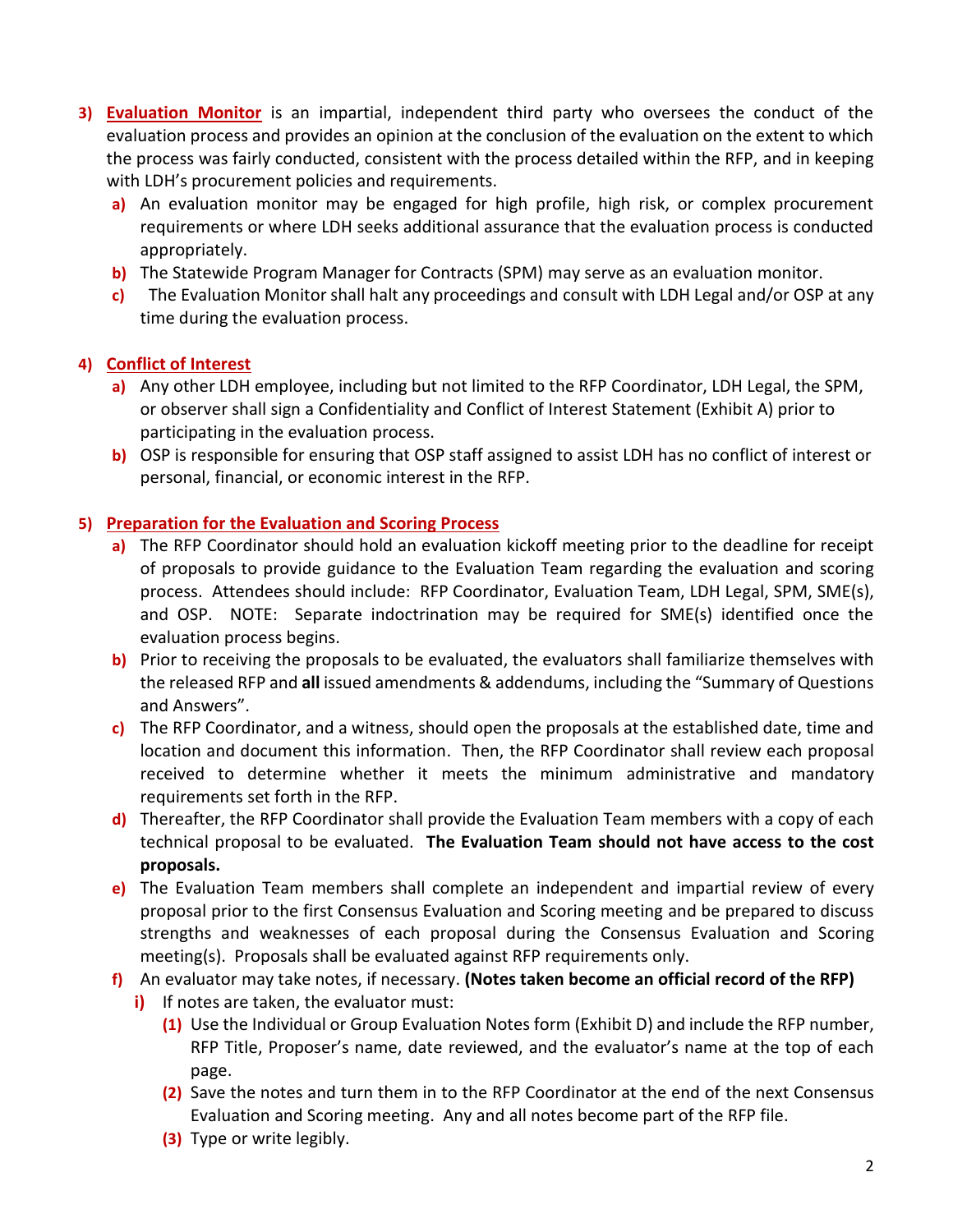3) **Evaluation Monitor** is an impartial, independent third party who oversees the conduct of the evaluation process and provides an opinion at the conclusion of the evaluation on the extent to which the process was fairly conducted, consistent with the process detailed within the RFP, and in keeping with LDH's procurement policies and requirements.
   a) An evaluation monitor may be engaged for high profile, high risk, or complex procurement requirements or where LDH seeks additional assurance that the evaluation process is conducted appropriately.
   b) The Statewide Program Manager for Contracts (SPM) may serve as an evaluation monitor.
   c) The Evaluation Monitor shall halt any proceedings and consult with LDH Legal and/or OSP at any time during the evaluation process.

4) **Conflict of Interest**
   a) Any other LDH employee, including but not limited to the RFP Coordinator, LDH Legal, the SPM, or observer shall sign a Confidentiality and Conflict of Interest Statement (Exhibit A) prior to participating in the evaluation process.
   b) OSP is responsible for ensuring that OSP staff assigned to assist LDH has no conflict of interest or personal, financial, or economic interest in the RFP.

5) **Preparation for the Evaluation and Scoring Process**
   a) The RFP Coordinator should hold an evaluation kickoff meeting prior to the deadline for receipt of proposals to provide guidance to the Evaluation Team regarding the evaluation and scoring process. Attendees should include: RFP Coordinator, Evaluation Team, LDH Legal, SPM, SME(s), and OSP. NOTE: Separate indoctrination may be required for SME(s) identified once the evaluation process begins.
   b) Prior to receiving the proposals to be evaluated, the evaluators shall familiarize themselves with the released RFP and **all** issued amendments & addendums, including the "Summary of Questions and Answers".
   c) The RFP Coordinator, and a witness, should open the proposals at the established date, time and location and document this information. Then, the RFP Coordinator shall review each proposal received to determine whether it meets the minimum administrative and mandatory requirements set forth in the RFP.
   d) Thereafter, the RFP Coordinator shall provide the Evaluation Team members with a copy of each technical proposal to be evaluated. **The Evaluation Team should not have access to the cost proposals.**
   e) The Evaluation Team members shall complete an independent and impartial review of every proposal prior to the first Consensus Evaluation and Scoring meeting and be prepared to discuss strengths and weaknesses of each proposal during the Consensus Evaluation and Scoring meeting(s). Proposals shall be evaluated against RFP requirements only.
   f) An evaluator may take notes, if necessary. **(Notes taken become an official record of the RFP)**
      i) If notes are taken, the evaluator must:
         (1) Use the Individual or Group Evaluation Notes form (Exhibit D) and include the RFP number, RFP Title, Proposer's name, date reviewed, and the evaluator's name at the top of each page.
         (2) Save the notes and turn them in to the RFP Coordinator at the end of the next Consensus Evaluation and Scoring meeting. Any and all notes become part of the RFP file.
         (3) Type or write legibly.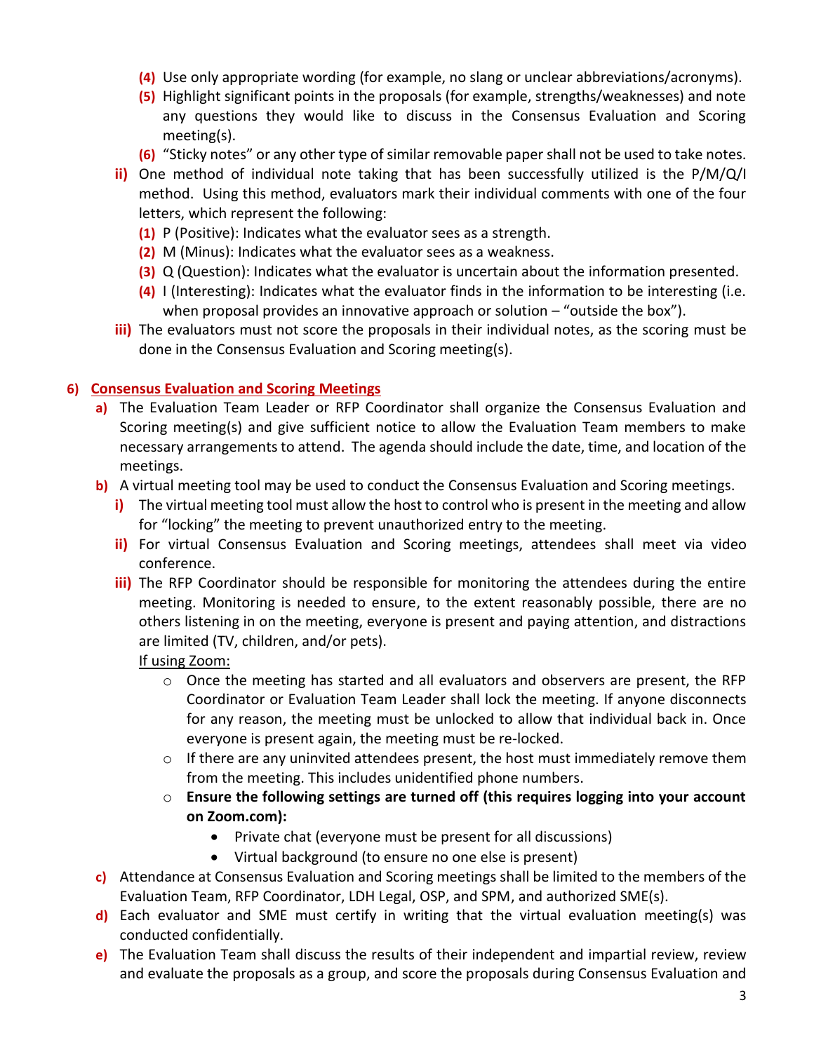(4) Use only appropriate wording (for example, no slang or unclear abbreviations/acronyms).

(5) Highlight significant points in the proposals (for example, strengths/weaknesses) and note any questions they would like to discuss in the Consensus Evaluation and Scoring meeting(s).

(6) "Sticky notes" or any other type of similar removable paper shall not be used to take notes.

ii) One method of individual note taking that has been successfully utilized is the P/M/Q/I method. Using this method, evaluators mark their individual comments with one of the four letters, which represent the following:

(1) P (Positive): Indicates what the evaluator sees as a strength.

(2) M (Minus): Indicates what the evaluator sees as a weakness.

(3) Q (Question): Indicates what the evaluator is uncertain about the information presented.

(4) I (Interesting): Indicates what the evaluator finds in the information to be interesting (i.e. when proposal provides an innovative approach or solution – "outside the box").

iii) The evaluators must not score the proposals in their individual notes, as the scoring must be done in the Consensus Evaluation and Scoring meeting(s).

## 6) Consensus Evaluation and Scoring Meetings

a) The Evaluation Team Leader or RFP Coordinator shall organize the Consensus Evaluation and Scoring meeting(s) and give sufficient notice to allow the Evaluation Team members to make necessary arrangements to attend. The agenda should include the date, time, and location of the meetings.

b) A virtual meeting tool may be used to conduct the Consensus Evaluation and Scoring meetings.

i) The virtual meeting tool must allow the host to control who is present in the meeting and allow for "locking" the meeting to prevent unauthorized entry to the meeting.

ii) For virtual Consensus Evaluation and Scoring meetings, attendees shall meet via video conference.

iii) The RFP Coordinator should be responsible for monitoring the attendees during the entire meeting. Monitoring is needed to ensure, to the extent reasonably possible, there are no others listening in on the meeting, everyone is present and paying attention, and distractions are limited (TV, children, and/or pets).

<u>If using Zoom:</u>

- Once the meeting has started and all evaluators and observers are present, the RFP Coordinator or Evaluation Team Leader shall lock the meeting. If anyone disconnects for any reason, the meeting must be unlocked to allow that individual back in. Once everyone is present again, the meeting must be re-locked.
- If there are any uninvited attendees present, the host must immediately remove them from the meeting. This includes unidentified phone numbers.
- **Ensure the following settings are turned off (this requires logging into your account on Zoom.com):**
  - Private chat (everyone must be present for all discussions)
  - Virtual background (to ensure no one else is present)

c) Attendance at Consensus Evaluation and Scoring meetings shall be limited to the members of the Evaluation Team, RFP Coordinator, LDH Legal, OSP, and SPM, and authorized SME(s).

d) Each evaluator and SME must certify in writing that the virtual evaluation meeting(s) was conducted confidentially.

e) The Evaluation Team shall discuss the results of their independent and impartial review, review and evaluate the proposals as a group, and score the proposals during Consensus Evaluation and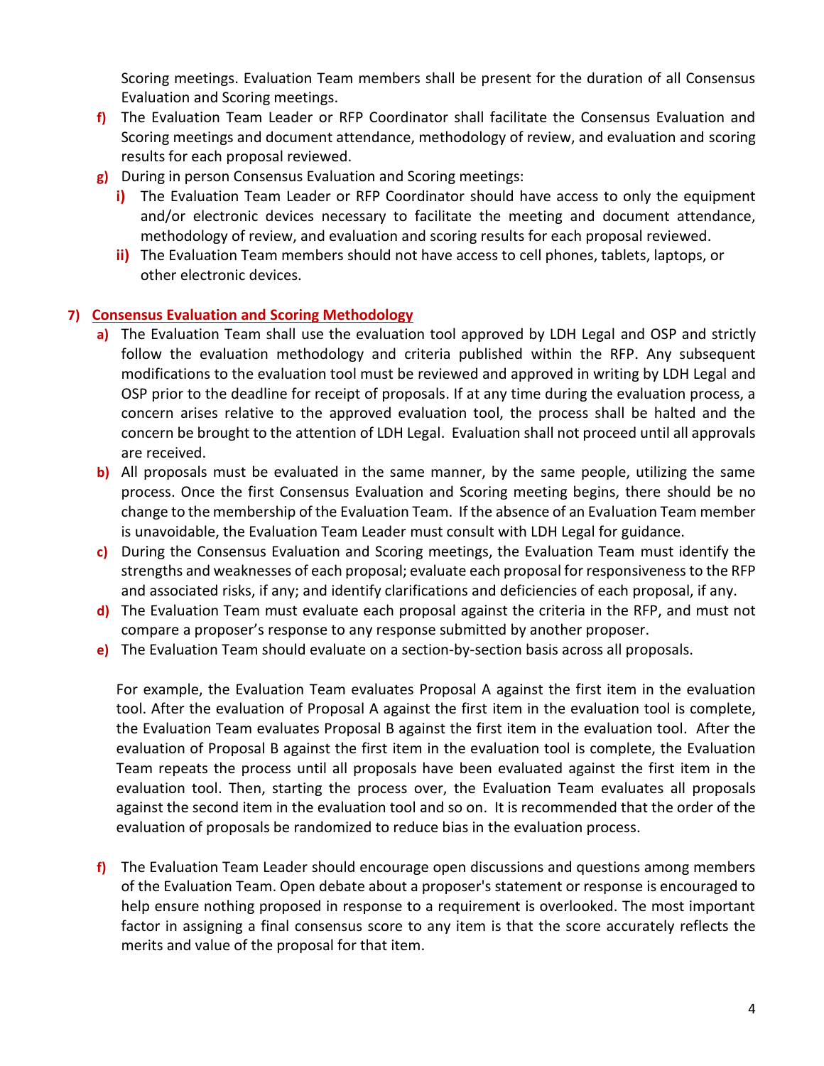Scoring meetings. Evaluation Team members shall be present for the duration of all Consensus Evaluation and Scoring meetings.

f) The Evaluation Team Leader or RFP Coordinator shall facilitate the Consensus Evaluation and Scoring meetings and document attendance, methodology of review, and evaluation and scoring results for each proposal reviewed.

g) During in person Consensus Evaluation and Scoring meetings:
   i) The Evaluation Team Leader or RFP Coordinator should have access to only the equipment and/or electronic devices necessary to facilitate the meeting and document attendance, methodology of review, and evaluation and scoring results for each proposal reviewed.
   ii) The Evaluation Team members should not have access to cell phones, tablets, laptops, or other electronic devices.

7) **Consensus Evaluation and Scoring Methodology**

a) The Evaluation Team shall use the evaluation tool approved by LDH Legal and OSP and strictly follow the evaluation methodology and criteria published within the RFP. Any subsequent modifications to the evaluation tool must be reviewed and approved in writing by LDH Legal and OSP prior to the deadline for receipt of proposals. If at any time during the evaluation process, a concern arises relative to the approved evaluation tool, the process shall be halted and the concern be brought to the attention of LDH Legal. Evaluation shall not proceed until all approvals are received.

b) All proposals must be evaluated in the same manner, by the same people, utilizing the same process. Once the first Consensus Evaluation and Scoring meeting begins, there should be no change to the membership of the Evaluation Team. If the absence of an Evaluation Team member is unavoidable, the Evaluation Team Leader must consult with LDH Legal for guidance.

c) During the Consensus Evaluation and Scoring meetings, the Evaluation Team must identify the strengths and weaknesses of each proposal; evaluate each proposal for responsiveness to the RFP and associated risks, if any; and identify clarifications and deficiencies of each proposal, if any.

d) The Evaluation Team must evaluate each proposal against the criteria in the RFP, and must not compare a proposer's response to any response submitted by another proposer.

e) The Evaluation Team should evaluate on a section-by-section basis across all proposals.

   For example, the Evaluation Team evaluates Proposal A against the first item in the evaluation tool. After the evaluation of Proposal A against the first item in the evaluation tool is complete, the Evaluation Team evaluates Proposal B against the first item in the evaluation tool. After the evaluation of Proposal B against the first item in the evaluation tool is complete, the Evaluation Team repeats the process until all proposals have been evaluated against the first item in the evaluation tool. Then, starting the process over, the Evaluation Team evaluates all proposals against the second item in the evaluation tool and so on. It is recommended that the order of the evaluation of proposals be randomized to reduce bias in the evaluation process.

f) The Evaluation Team Leader should encourage open discussions and questions among members of the Evaluation Team. Open debate about a proposer's statement or response is encouraged to help ensure nothing proposed in response to a requirement is overlooked. The most important factor in assigning a final consensus score to any item is that the score accurately reflects the merits and value of the proposal for that item.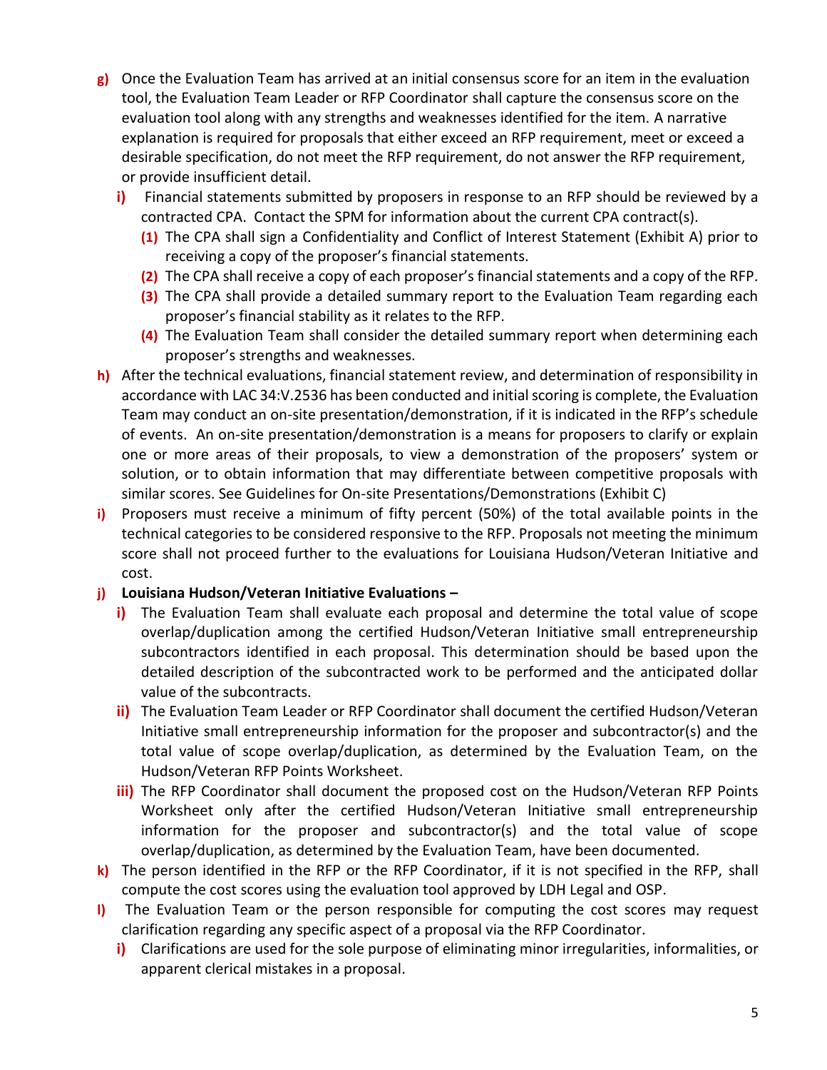g) Once the Evaluation Team has arrived at an initial consensus score for an item in the evaluation tool, the Evaluation Team Leader or RFP Coordinator shall capture the consensus score on the evaluation tool along with any strengths and weaknesses identified for the item. A narrative explanation is required for proposals that either exceed an RFP requirement, meet or exceed a desirable specification, do not meet the RFP requirement, do not answer the RFP requirement, or provide insufficient detail.

  i) Financial statements submitted by proposers in response to an RFP should be reviewed by a contracted CPA. Contact the SPM for information about the current CPA contract(s).

    (1) The CPA shall sign a Confidentiality and Conflict of Interest Statement (Exhibit A) prior to receiving a copy of the proposer's financial statements.

    (2) The CPA shall receive a copy of each proposer's financial statements and a copy of the RFP.

    (3) The CPA shall provide a detailed summary report to the Evaluation Team regarding each proposer's financial stability as it relates to the RFP.

    (4) The Evaluation Team shall consider the detailed summary report when determining each proposer's strengths and weaknesses.

h) After the technical evaluations, financial statement review, and determination of responsibility in accordance with LAC 34:V.2536 has been conducted and initial scoring is complete, the Evaluation Team may conduct an on-site presentation/demonstration, if it is indicated in the RFP's schedule of events. An on-site presentation/demonstration is a means for proposers to clarify or explain one or more areas of their proposals, to view a demonstration of the proposers' system or solution, or to obtain information that may differentiate between competitive proposals with similar scores. See Guidelines for On-site Presentations/Demonstrations (Exhibit C)

i) Proposers must receive a minimum of fifty percent (50%) of the total available points in the technical categories to be considered responsive to the RFP. Proposals not meeting the minimum score shall not proceed further to the evaluations for Louisiana Hudson/Veteran Initiative and cost.

j) **Louisiana Hudson/Veteran Initiative Evaluations –**

  i) The Evaluation Team shall evaluate each proposal and determine the total value of scope overlap/duplication among the certified Hudson/Veteran Initiative small entrepreneurship subcontractors identified in each proposal. This determination should be based upon the detailed description of the subcontracted work to be performed and the anticipated dollar value of the subcontracts.

  ii) The Evaluation Team Leader or RFP Coordinator shall document the certified Hudson/Veteran Initiative small entrepreneurship information for the proposer and subcontractor(s) and the total value of scope overlap/duplication, as determined by the Evaluation Team, on the Hudson/Veteran RFP Points Worksheet.

  iii) The RFP Coordinator shall document the proposed cost on the Hudson/Veteran RFP Points Worksheet only after the certified Hudson/Veteran Initiative small entrepreneurship information for the proposer and subcontractor(s) and the total value of scope overlap/duplication, as determined by the Evaluation Team, have been documented.

k) The person identified in the RFP or the RFP Coordinator, if it is not specified in the RFP, shall compute the cost scores using the evaluation tool approved by LDH Legal and OSP.

l) The Evaluation Team or the person responsible for computing the cost scores may request clarification regarding any specific aspect of a proposal via the RFP Coordinator.

  i) Clarifications are used for the sole purpose of eliminating minor irregularities, informalities, or apparent clerical mistakes in a proposal.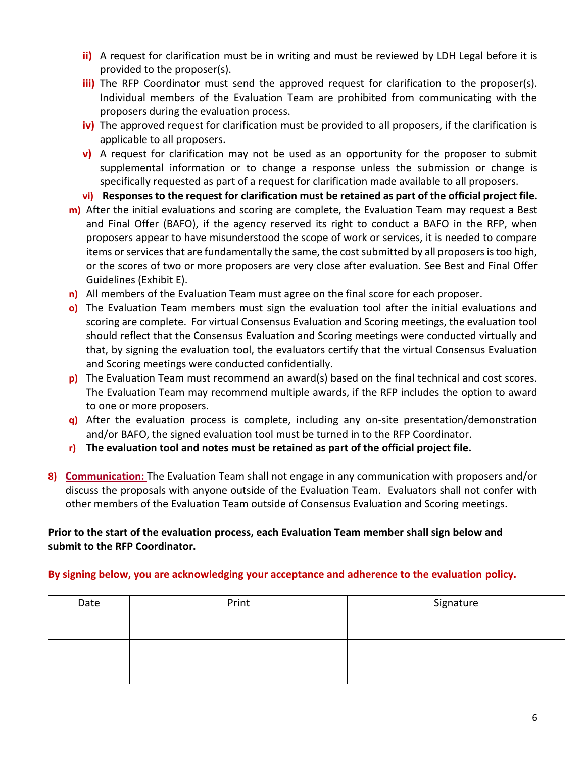- **ii)** A request for clarification must be in writing and must be reviewed by LDH Legal before it is provided to the proposer(s).
- **iii)** The RFP Coordinator must send the approved request for clarification to the proposer(s). Individual members of the Evaluation Team are prohibited from communicating with the proposers during the evaluation process.
- **iv)** The approved request for clarification must be provided to all proposers, if the clarification is applicable to all proposers.
- **v)** A request for clarification may not be used as an opportunity for the proposer to submit supplemental information or to change a response unless the submission or change is specifically requested as part of a request for clarification made available to all proposers.
- **vi) Responses to the request for clarification must be retained as part of the official project file.**

**m)** After the initial evaluations and scoring are complete, the Evaluation Team may request a Best and Final Offer (BAFO), if the agency reserved its right to conduct a BAFO in the RFP, when proposers appear to have misunderstood the scope of work or services, it is needed to compare items or services that are fundamentally the same, the cost submitted by all proposers is too high, or the scores of two or more proposers are very close after evaluation. See Best and Final Offer Guidelines (Exhibit E).

**n)** All members of the Evaluation Team must agree on the final score for each proposer.

**o)** The Evaluation Team members must sign the evaluation tool after the initial evaluations and scoring are complete. For virtual Consensus Evaluation and Scoring meetings, the evaluation tool should reflect that the Consensus Evaluation and Scoring meetings were conducted virtually and that, by signing the evaluation tool, the evaluators certify that the virtual Consensus Evaluation and Scoring meetings were conducted confidentially.

**p)** The Evaluation Team must recommend an award(s) based on the final technical and cost scores. The Evaluation Team may recommend multiple awards, if the RFP includes the option to award to one or more proposers.

**q)** After the evaluation process is complete, including any on-site presentation/demonstration and/or BAFO, the signed evaluation tool must be turned in to the RFP Coordinator.

**r) The evaluation tool and notes must be retained as part of the official project file.**

**8) <u>Communication:</u>** The Evaluation Team shall not engage in any communication with proposers and/or discuss the proposals with anyone outside of the Evaluation Team. Evaluators shall not confer with other members of the Evaluation Team outside of Consensus Evaluation and Scoring meetings.

**Prior to the start of the evaluation process, each Evaluation Team member shall sign below and submit to the RFP Coordinator.**

**By signing below, you are acknowledging your acceptance and adherence to the evaluation policy.**

| Date | Print | Signature |
|---|---|---|
| | | |
| | | |
| | | |
| | | |
| | | |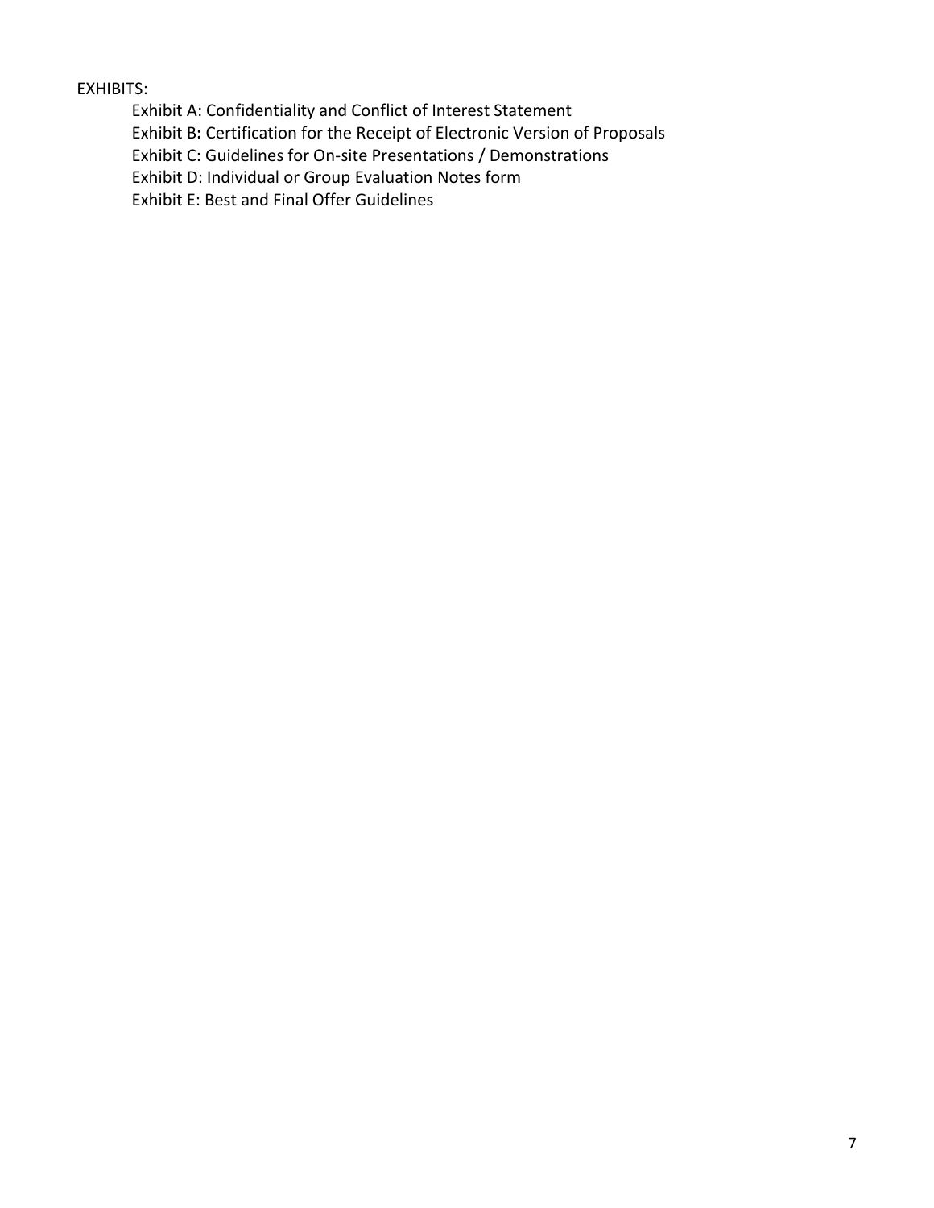EXHIBITS:

- Exhibit A: Confidentiality and Conflict of Interest Statement
- Exhibit B**:** Certification for the Receipt of Electronic Version of Proposals
- Exhibit C: Guidelines for On-site Presentations / Demonstrations
- Exhibit D: Individual or Group Evaluation Notes form
- Exhibit E: Best and Final Offer Guidelines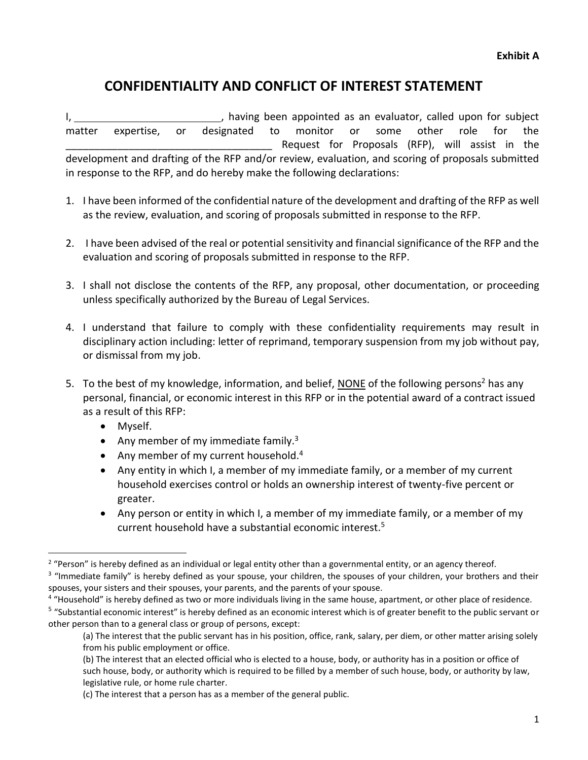**Exhibit A**

# CONFIDENTIALITY AND CONFLICT OF INTEREST STATEMENT

I, __________________________, having been appointed as an evaluator, called upon for subject matter expertise, or designated to monitor or some other role for the ____________________________________ Request for Proposals (RFP), will assist in the development and drafting of the RFP and/or review, evaluation, and scoring of proposals submitted in response to the RFP, and do hereby make the following declarations:

1. I have been informed of the confidential nature of the development and drafting of the RFP as well as the review, evaluation, and scoring of proposals submitted in response to the RFP.

2. I have been advised of the real or potential sensitivity and financial significance of the RFP and the evaluation and scoring of proposals submitted in response to the RFP.

3. I shall not disclose the contents of the RFP, any proposal, other documentation, or proceeding unless specifically authorized by the Bureau of Legal Services.

4. I understand that failure to comply with these confidentiality requirements may result in disciplinary action including: letter of reprimand, temporary suspension from my job without pay, or dismissal from my job.

5. To the best of my knowledge, information, and belief, NONE of the following persons[2] has any personal, financial, or economic interest in this RFP or in the potential award of a contract issued as a result of this RFP:
   - Myself.
   - Any member of my immediate family.[3]
   - Any member of my current household.[4]
   - Any entity in which I, a member of my immediate family, or a member of my current household exercises control or holds an ownership interest of twenty-five percent or greater.
   - Any person or entity in which I, a member of my immediate family, or a member of my current household have a substantial economic interest.[5]

---

[2] "Person" is hereby defined as an individual or legal entity other than a governmental entity, or an agency thereof.

[3] "Immediate family" is hereby defined as your spouse, your children, the spouses of your children, your brothers and their spouses, your sisters and their spouses, your parents, and the parents of your spouse.

[4] "Household" is hereby defined as two or more individuals living in the same house, apartment, or other place of residence.

[5] "Substantial economic interest" is hereby defined as an economic interest which is of greater benefit to the public servant or other person than to a general class or group of persons, except:

(a) The interest that the public servant has in his position, office, rank, salary, per diem, or other matter arising solely from his public employment or office.

(b) The interest that an elected official who is elected to a house, body, or authority has in a position or office of such house, body, or authority which is required to be filled by a member of such house, body, or authority by law, legislative rule, or home rule charter.

(c) The interest that a person has as a member of the general public.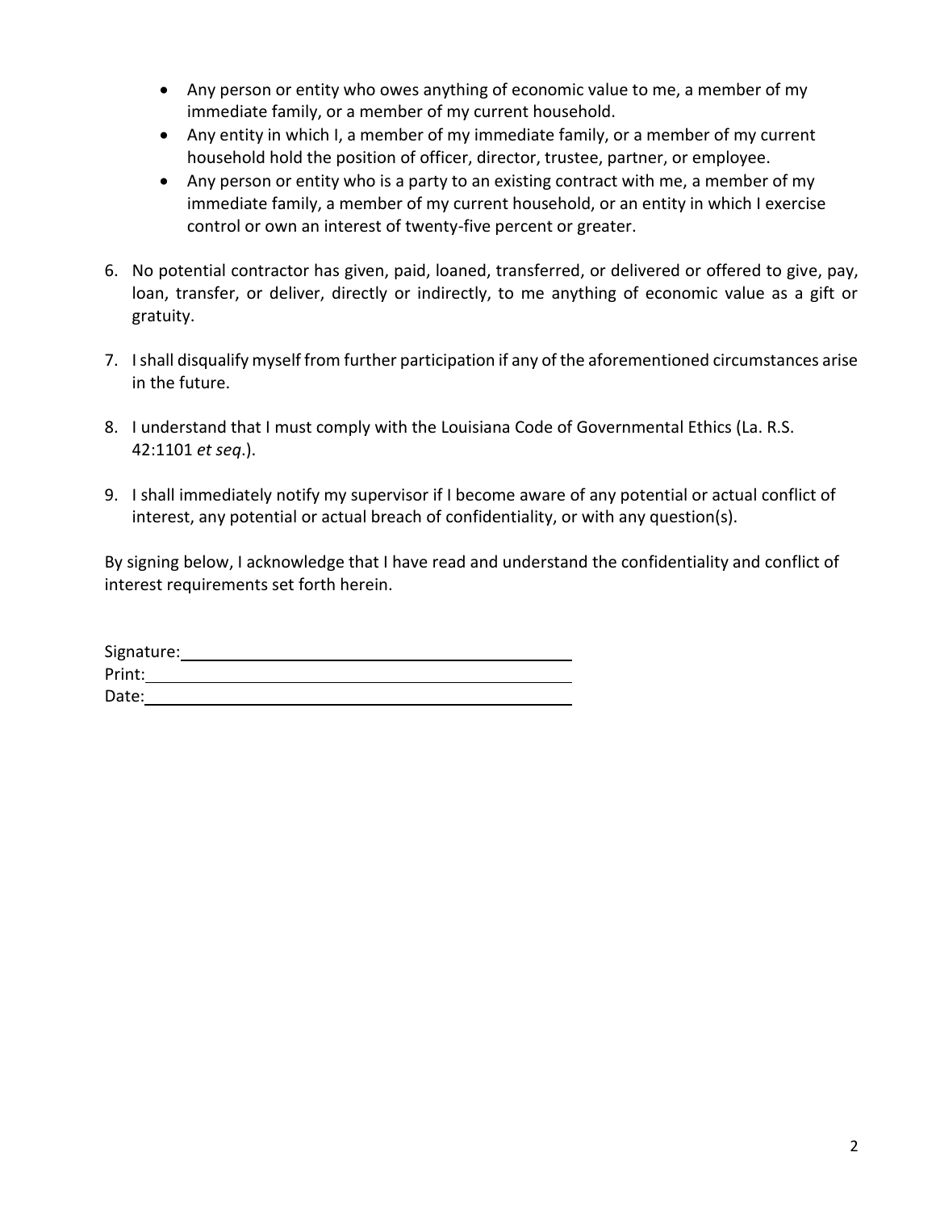- Any person or entity who owes anything of economic value to me, a member of my immediate family, or a member of my current household.
- Any entity in which I, a member of my immediate family, or a member of my current household hold the position of officer, director, trustee, partner, or employee.
- Any person or entity who is a party to an existing contract with me, a member of my immediate family, a member of my current household, or an entity in which I exercise control or own an interest of twenty-five percent or greater.

6. No potential contractor has given, paid, loaned, transferred, or delivered or offered to give, pay, loan, transfer, or deliver, directly or indirectly, to me anything of economic value as a gift or gratuity.

7. I shall disqualify myself from further participation if any of the aforementioned circumstances arise in the future.

8. I understand that I must comply with the Louisiana Code of Governmental Ethics (La. R.S. 42:1101 *et seq*.).

9. I shall immediately notify my supervisor if I become aware of any potential or actual conflict of interest, any potential or actual breach of confidentiality, or with any question(s).

By signing below, I acknowledge that I have read and understand the confidentiality and conflict of interest requirements set forth herein.

Signature: ______________________________________

Print: ______________________________________

Date: ______________________________________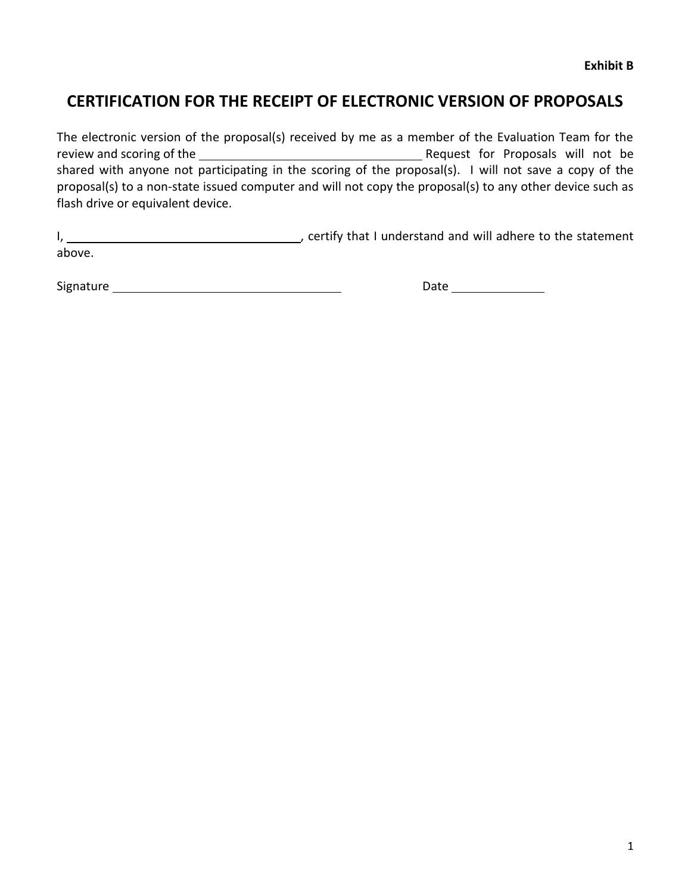**Exhibit B**

# CERTIFICATION FOR THE RECEIPT OF ELECTRONIC VERSION OF PROPOSALS

The electronic version of the proposal(s) received by me as a member of the Evaluation Team for the review and scoring of the \_\_\_\_\_\_\_\_\_\_\_\_\_\_\_\_\_\_\_\_\_\_\_\_\_\_\_\_\_\_ Request for Proposals will not be shared with anyone not participating in the scoring of the proposal(s). I will not save a copy of the proposal(s) to a non-state issued computer and will not copy the proposal(s) to any other device such as flash drive or equivalent device.

I, \_\_\_\_\_\_\_\_\_\_\_\_\_\_\_\_\_\_\_\_\_\_\_\_\_\_\_\_\_\_, certify that I understand and will adhere to the statement above.

Signature \_\_\_\_\_\_\_\_\_\_\_\_\_\_\_\_\_\_\_\_\_\_\_\_\_\_\_\_\_\_ Date \_\_\_\_\_\_\_\_\_\_\_\_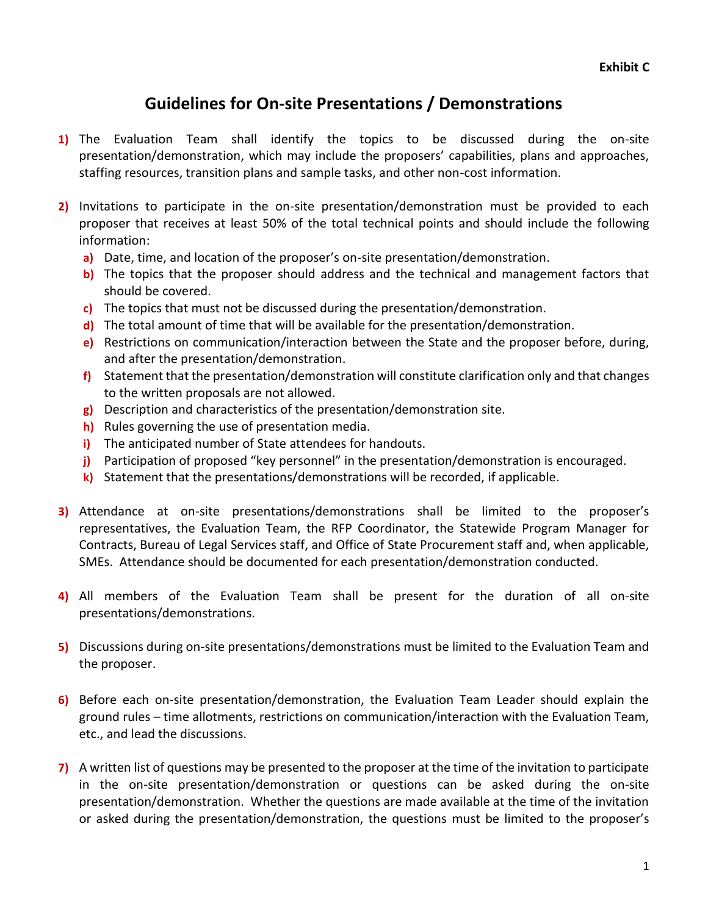**Exhibit C**

# Guidelines for On-site Presentations / Demonstrations

1) The Evaluation Team shall identify the topics to be discussed during the on-site presentation/demonstration, which may include the proposers' capabilities, plans and approaches, staffing resources, transition plans and sample tasks, and other non-cost information.

2) Invitations to participate in the on-site presentation/demonstration must be provided to each proposer that receives at least 50% of the total technical points and should include the following information:
   a) Date, time, and location of the proposer's on-site presentation/demonstration.
   b) The topics that the proposer should address and the technical and management factors that should be covered.
   c) The topics that must not be discussed during the presentation/demonstration.
   d) The total amount of time that will be available for the presentation/demonstration.
   e) Restrictions on communication/interaction between the State and the proposer before, during, and after the presentation/demonstration.
   f) Statement that the presentation/demonstration will constitute clarification only and that changes to the written proposals are not allowed.
   g) Description and characteristics of the presentation/demonstration site.
   h) Rules governing the use of presentation media.
   i) The anticipated number of State attendees for handouts.
   j) Participation of proposed "key personnel" in the presentation/demonstration is encouraged.
   k) Statement that the presentations/demonstrations will be recorded, if applicable.

3) Attendance at on-site presentations/demonstrations shall be limited to the proposer's representatives, the Evaluation Team, the RFP Coordinator, the Statewide Program Manager for Contracts, Bureau of Legal Services staff, and Office of State Procurement staff and, when applicable, SMEs. Attendance should be documented for each presentation/demonstration conducted.

4) All members of the Evaluation Team shall be present for the duration of all on-site presentations/demonstrations.

5) Discussions during on-site presentations/demonstrations must be limited to the Evaluation Team and the proposer.

6) Before each on-site presentation/demonstration, the Evaluation Team Leader should explain the ground rules – time allotments, restrictions on communication/interaction with the Evaluation Team, etc., and lead the discussions.

7) A written list of questions may be presented to the proposer at the time of the invitation to participate in the on-site presentation/demonstration or questions can be asked during the on-site presentation/demonstration. Whether the questions are made available at the time of the invitation or asked during the presentation/demonstration, the questions must be limited to the proposer's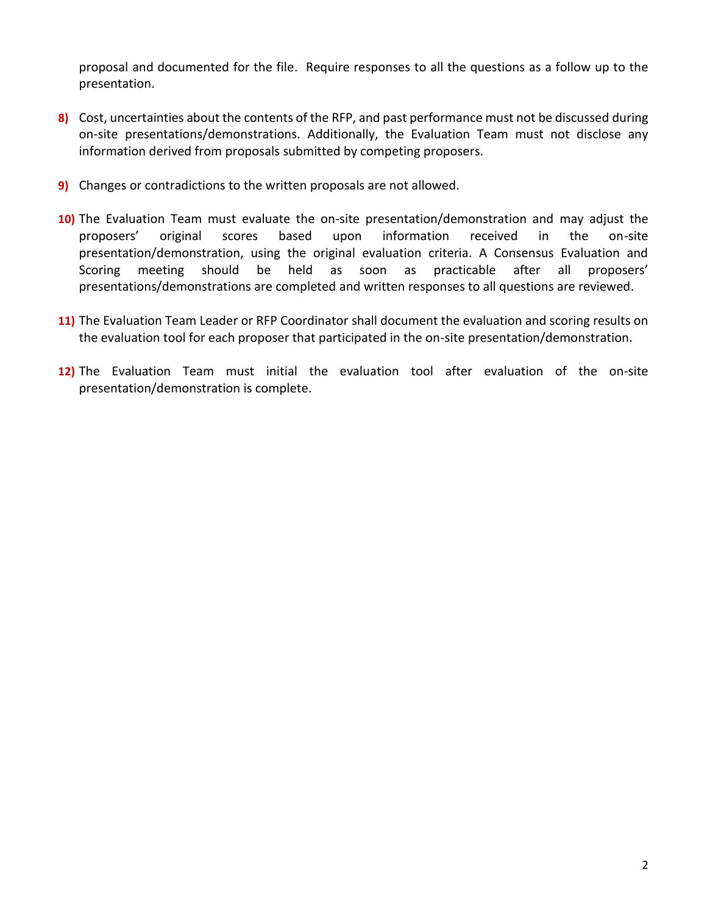proposal and documented for the file. Require responses to all the questions as a follow up to the presentation.

8) Cost, uncertainties about the contents of the RFP, and past performance must not be discussed during on-site presentations/demonstrations. Additionally, the Evaluation Team must not disclose any information derived from proposals submitted by competing proposers.

9) Changes or contradictions to the written proposals are not allowed.

10) The Evaluation Team must evaluate the on-site presentation/demonstration and may adjust the proposers' original scores based upon information received in the on-site presentation/demonstration, using the original evaluation criteria. A Consensus Evaluation and Scoring meeting should be held as soon as practicable after all proposers' presentations/demonstrations are completed and written responses to all questions are reviewed.

11) The Evaluation Team Leader or RFP Coordinator shall document the evaluation and scoring results on the evaluation tool for each proposer that participated in the on-site presentation/demonstration.

12) The Evaluation Team must initial the evaluation tool after evaluation of the on-site presentation/demonstration is complete.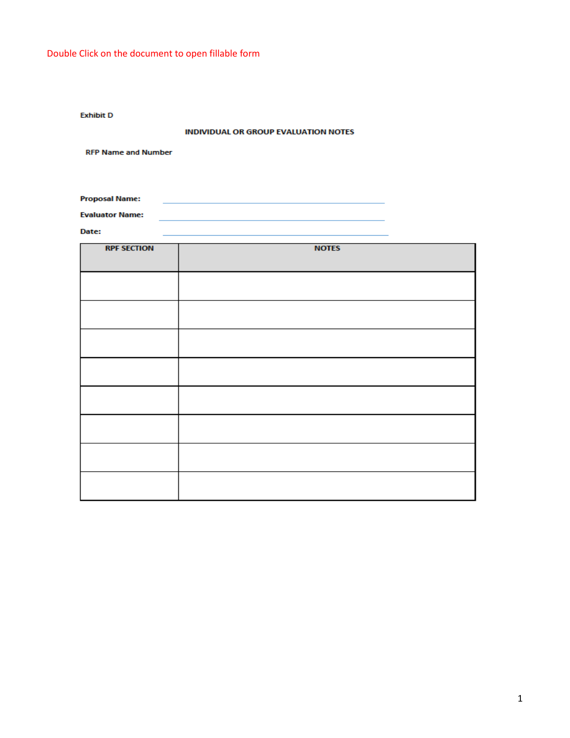Double Click on the document to open fillable form

Exhibit D

## INDIVIDUAL OR GROUP EVALUATION NOTES

RFP Name and Number

**Proposal Name:** ____________________________________________

**Evaluator Name:** ____________________________________________

**Date:** ____________________________________________

| RPF SECTION | NOTES |
|---|---|
| | |
| | |
| | |
| | |
| | |
| | |
| | |
| | |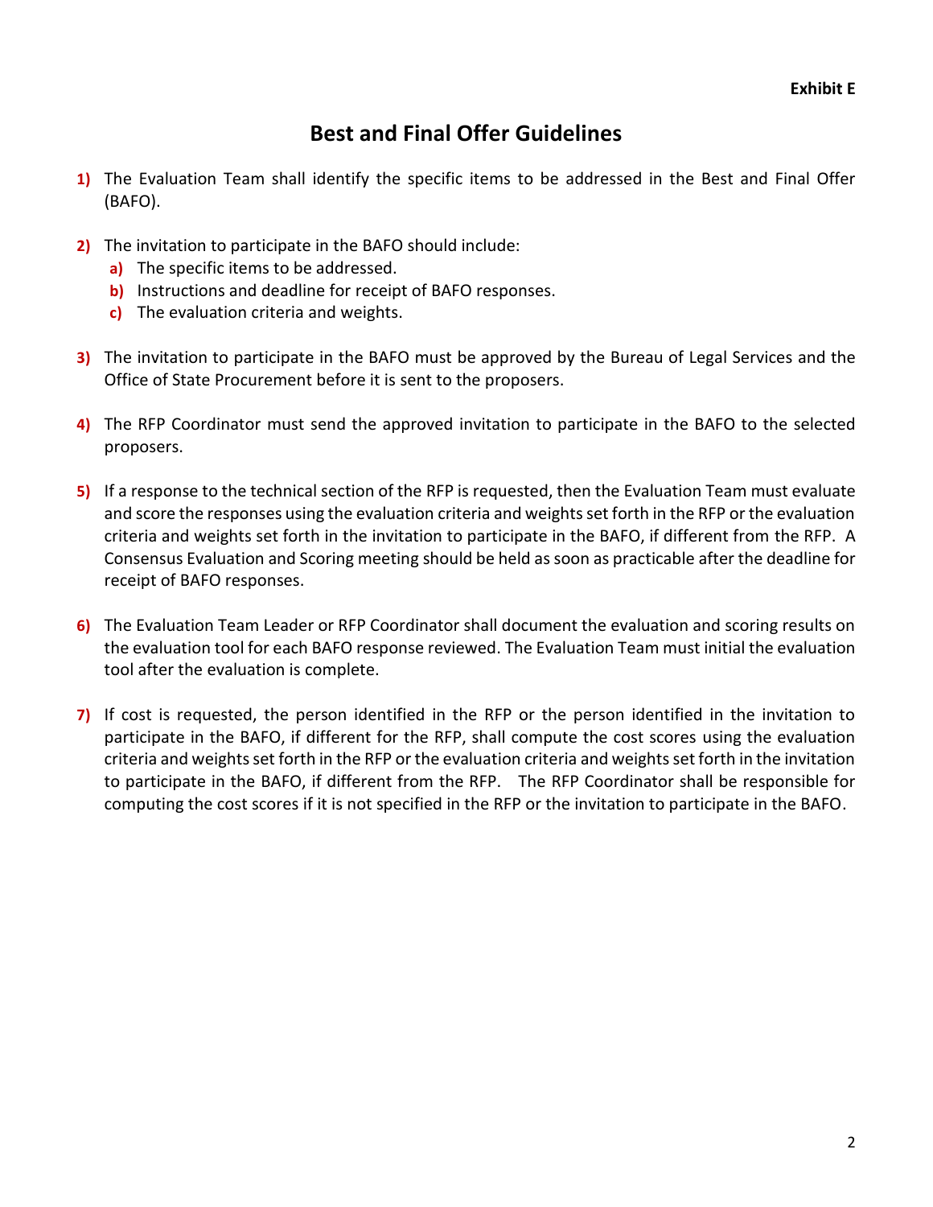**Exhibit E**

# Best and Final Offer Guidelines

1) The Evaluation Team shall identify the specific items to be addressed in the Best and Final Offer (BAFO).

2) The invitation to participate in the BAFO should include:
   a) The specific items to be addressed.
   b) Instructions and deadline for receipt of BAFO responses.
   c) The evaluation criteria and weights.

3) The invitation to participate in the BAFO must be approved by the Bureau of Legal Services and the Office of State Procurement before it is sent to the proposers.

4) The RFP Coordinator must send the approved invitation to participate in the BAFO to the selected proposers.

5) If a response to the technical section of the RFP is requested, then the Evaluation Team must evaluate and score the responses using the evaluation criteria and weights set forth in the RFP or the evaluation criteria and weights set forth in the invitation to participate in the BAFO, if different from the RFP. A Consensus Evaluation and Scoring meeting should be held as soon as practicable after the deadline for receipt of BAFO responses.

6) The Evaluation Team Leader or RFP Coordinator shall document the evaluation and scoring results on the evaluation tool for each BAFO response reviewed. The Evaluation Team must initial the evaluation tool after the evaluation is complete.

7) If cost is requested, the person identified in the RFP or the person identified in the invitation to participate in the BAFO, if different for the RFP, shall compute the cost scores using the evaluation criteria and weights set forth in the RFP or the evaluation criteria and weights set forth in the invitation to participate in the BAFO, if different from the RFP. The RFP Coordinator shall be responsible for computing the cost scores if it is not specified in the RFP or the invitation to participate in the BAFO.